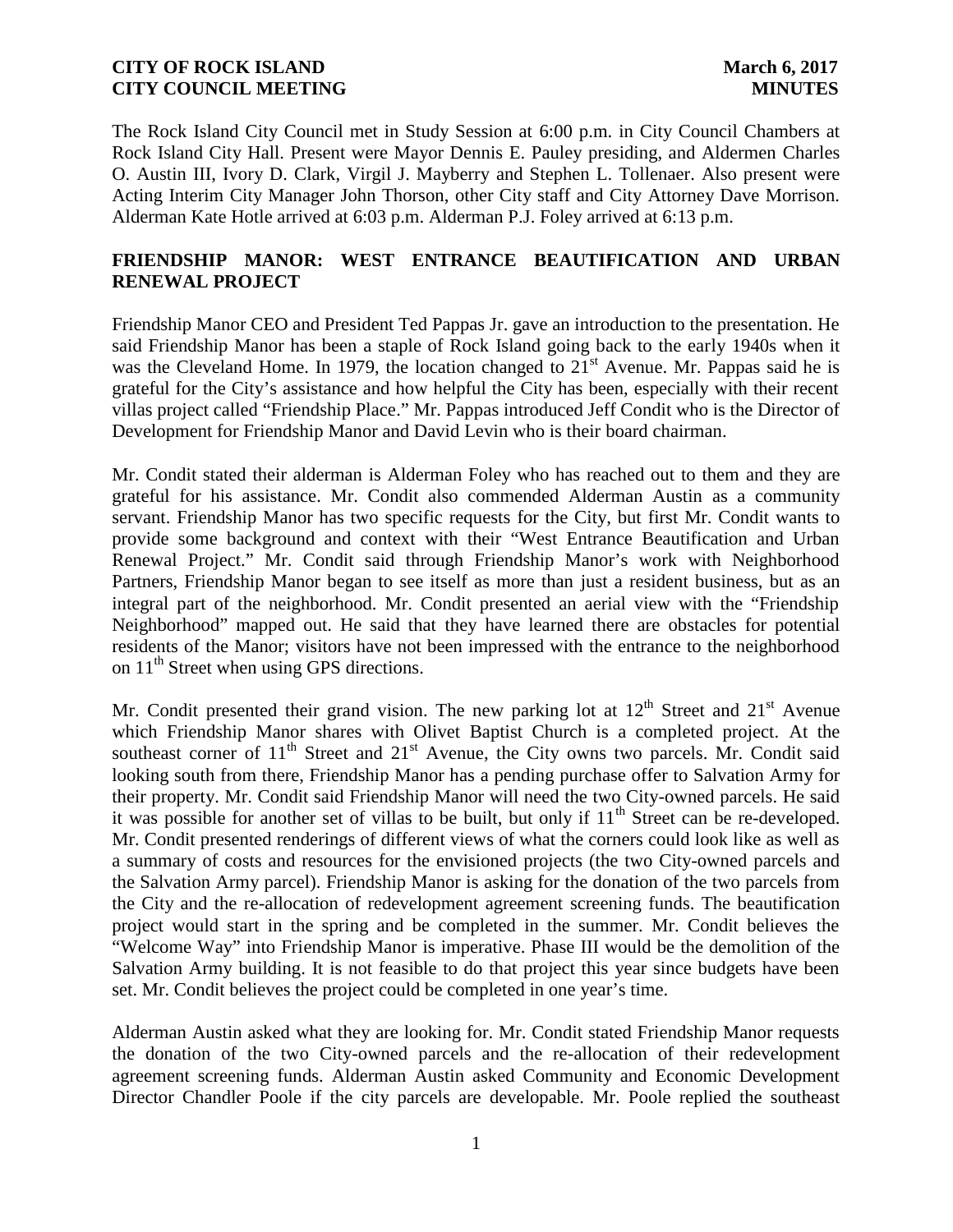**CITY OF ROCK ISLAND** **March 6, 2017**
**CITY COUNCIL MEETING** **MINUTES**

The Rock Island City Council met in Study Session at 6:00 p.m. in City Council Chambers at Rock Island City Hall. Present were Mayor Dennis E. Pauley presiding, and Aldermen Charles O. Austin III, Ivory D. Clark, Virgil J. Mayberry and Stephen L. Tollenaer. Also present were Acting Interim City Manager John Thorson, other City staff and City Attorney Dave Morrison. Alderman Kate Hotle arrived at 6:03 p.m. Alderman P.J. Foley arrived at 6:13 p.m.

## FRIENDSHIP MANOR: WEST ENTRANCE BEAUTIFICATION AND URBAN RENEWAL PROJECT

Friendship Manor CEO and President Ted Pappas Jr. gave an introduction to the presentation. He said Friendship Manor has been a staple of Rock Island going back to the early 1940s when it was the Cleveland Home. In 1979, the location changed to 21st Avenue. Mr. Pappas said he is grateful for the City's assistance and how helpful the City has been, especially with their recent villas project called "Friendship Place." Mr. Pappas introduced Jeff Condit who is the Director of Development for Friendship Manor and David Levin who is their board chairman.

Mr. Condit stated their alderman is Alderman Foley who has reached out to them and they are grateful for his assistance. Mr. Condit also commended Alderman Austin as a community servant. Friendship Manor has two specific requests for the City, but first Mr. Condit wants to provide some background and context with their "West Entrance Beautification and Urban Renewal Project." Mr. Condit said through Friendship Manor's work with Neighborhood Partners, Friendship Manor began to see itself as more than just a resident business, but as an integral part of the neighborhood. Mr. Condit presented an aerial view with the "Friendship Neighborhood" mapped out. He said that they have learned there are obstacles for potential residents of the Manor; visitors have not been impressed with the entrance to the neighborhood on 11th Street when using GPS directions.

Mr. Condit presented their grand vision. The new parking lot at 12th Street and 21st Avenue which Friendship Manor shares with Olivet Baptist Church is a completed project. At the southeast corner of 11th Street and 21st Avenue, the City owns two parcels. Mr. Condit said looking south from there, Friendship Manor has a pending purchase offer to Salvation Army for their property. Mr. Condit said Friendship Manor will need the two City-owned parcels. He said it was possible for another set of villas to be built, but only if 11th Street can be re-developed. Mr. Condit presented renderings of different views of what the corners could look like as well as a summary of costs and resources for the envisioned projects (the two City-owned parcels and the Salvation Army parcel). Friendship Manor is asking for the donation of the two parcels from the City and the re-allocation of redevelopment agreement screening funds. The beautification project would start in the spring and be completed in the summer. Mr. Condit believes the "Welcome Way" into Friendship Manor is imperative. Phase III would be the demolition of the Salvation Army building. It is not feasible to do that project this year since budgets have been set. Mr. Condit believes the project could be completed in one year's time.

Alderman Austin asked what they are looking for. Mr. Condit stated Friendship Manor requests the donation of the two City-owned parcels and the re-allocation of their redevelopment agreement screening funds. Alderman Austin asked Community and Economic Development Director Chandler Poole if the city parcels are developable. Mr. Poole replied the southeast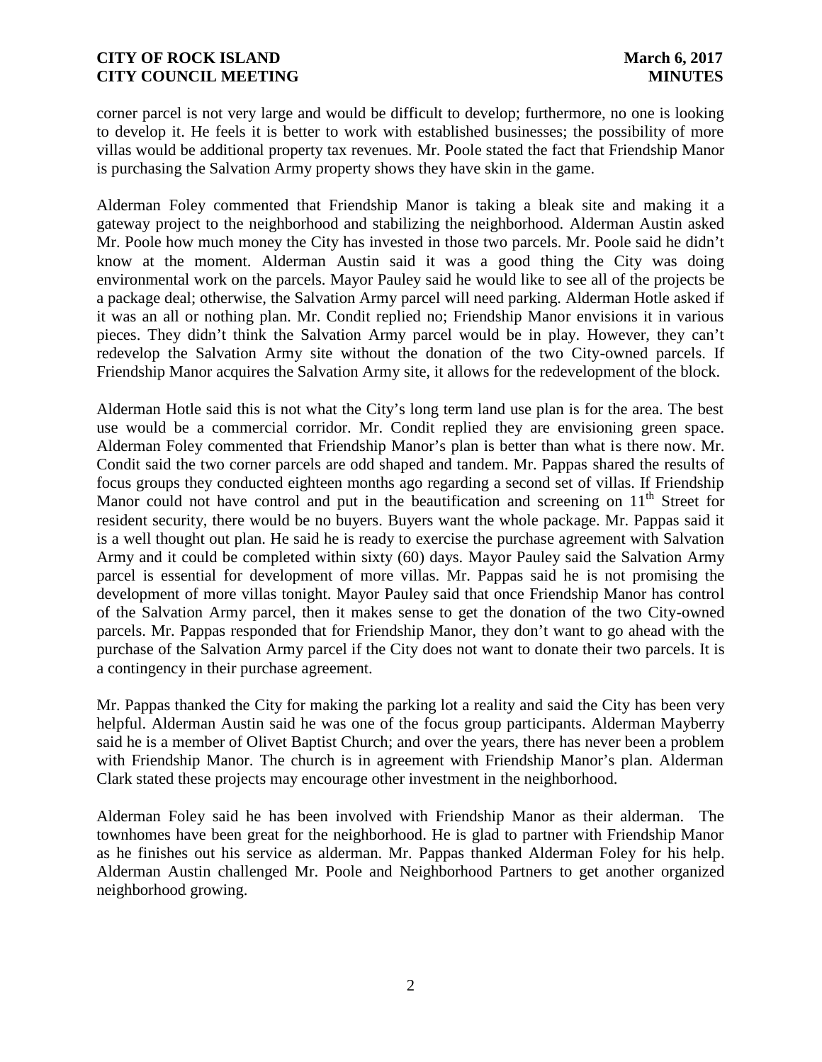corner parcel is not very large and would be difficult to develop; furthermore, no one is looking to develop it. He feels it is better to work with established businesses; the possibility of more villas would be additional property tax revenues. Mr. Poole stated the fact that Friendship Manor is purchasing the Salvation Army property shows they have skin in the game.

Alderman Foley commented that Friendship Manor is taking a bleak site and making it a gateway project to the neighborhood and stabilizing the neighborhood. Alderman Austin asked Mr. Poole how much money the City has invested in those two parcels. Mr. Poole said he didn't know at the moment. Alderman Austin said it was a good thing the City was doing environmental work on the parcels. Mayor Pauley said he would like to see all of the projects be a package deal; otherwise, the Salvation Army parcel will need parking. Alderman Hotle asked if it was an all or nothing plan. Mr. Condit replied no; Friendship Manor envisions it in various pieces. They didn't think the Salvation Army parcel would be in play. However, they can't redevelop the Salvation Army site without the donation of the two City-owned parcels. If Friendship Manor acquires the Salvation Army site, it allows for the redevelopment of the block.

Alderman Hotle said this is not what the City's long term land use plan is for the area. The best use would be a commercial corridor. Mr. Condit replied they are envisioning green space. Alderman Foley commented that Friendship Manor's plan is better than what is there now. Mr. Condit said the two corner parcels are odd shaped and tandem. Mr. Pappas shared the results of focus groups they conducted eighteen months ago regarding a second set of villas. If Friendship Manor could not have control and put in the beautification and screening on 11th Street for resident security, there would be no buyers. Buyers want the whole package. Mr. Pappas said it is a well thought out plan. He said he is ready to exercise the purchase agreement with Salvation Army and it could be completed within sixty (60) days. Mayor Pauley said the Salvation Army parcel is essential for development of more villas. Mr. Pappas said he is not promising the development of more villas tonight. Mayor Pauley said that once Friendship Manor has control of the Salvation Army parcel, then it makes sense to get the donation of the two City-owned parcels. Mr. Pappas responded that for Friendship Manor, they don't want to go ahead with the purchase of the Salvation Army parcel if the City does not want to donate their two parcels. It is a contingency in their purchase agreement.

Mr. Pappas thanked the City for making the parking lot a reality and said the City has been very helpful. Alderman Austin said he was one of the focus group participants. Alderman Mayberry said he is a member of Olivet Baptist Church; and over the years, there has never been a problem with Friendship Manor. The church is in agreement with Friendship Manor's plan. Alderman Clark stated these projects may encourage other investment in the neighborhood.

Alderman Foley said he has been involved with Friendship Manor as their alderman. The townhomes have been great for the neighborhood. He is glad to partner with Friendship Manor as he finishes out his service as alderman. Mr. Pappas thanked Alderman Foley for his help. Alderman Austin challenged Mr. Poole and Neighborhood Partners to get another organized neighborhood growing.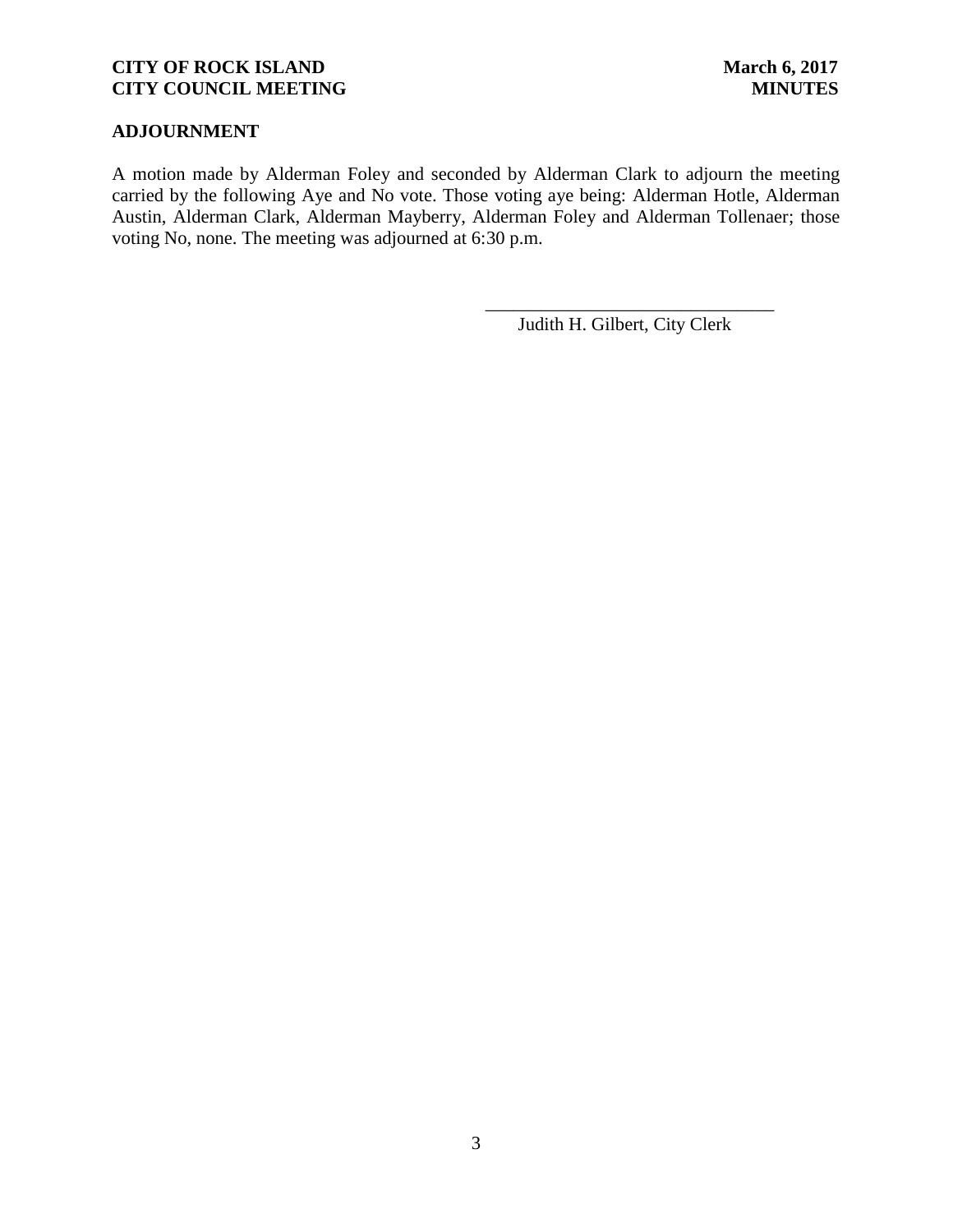## ADJOURNMENT

A motion made by Alderman Foley and seconded by Alderman Clark to adjourn the meeting carried by the following Aye and No vote. Those voting aye being: Alderman Hotle, Alderman Austin, Alderman Clark, Alderman Mayberry, Alderman Foley and Alderman Tollenaer; those voting No, none. The meeting was adjourned at 6:30 p.m.

\_\_\_\_\_\_\_\_\_\_\_\_\_\_\_\_\_\_\_\_\_\_\_\_\_\_\_\_\_\_\_\_

Judith H. Gilbert, City Clerk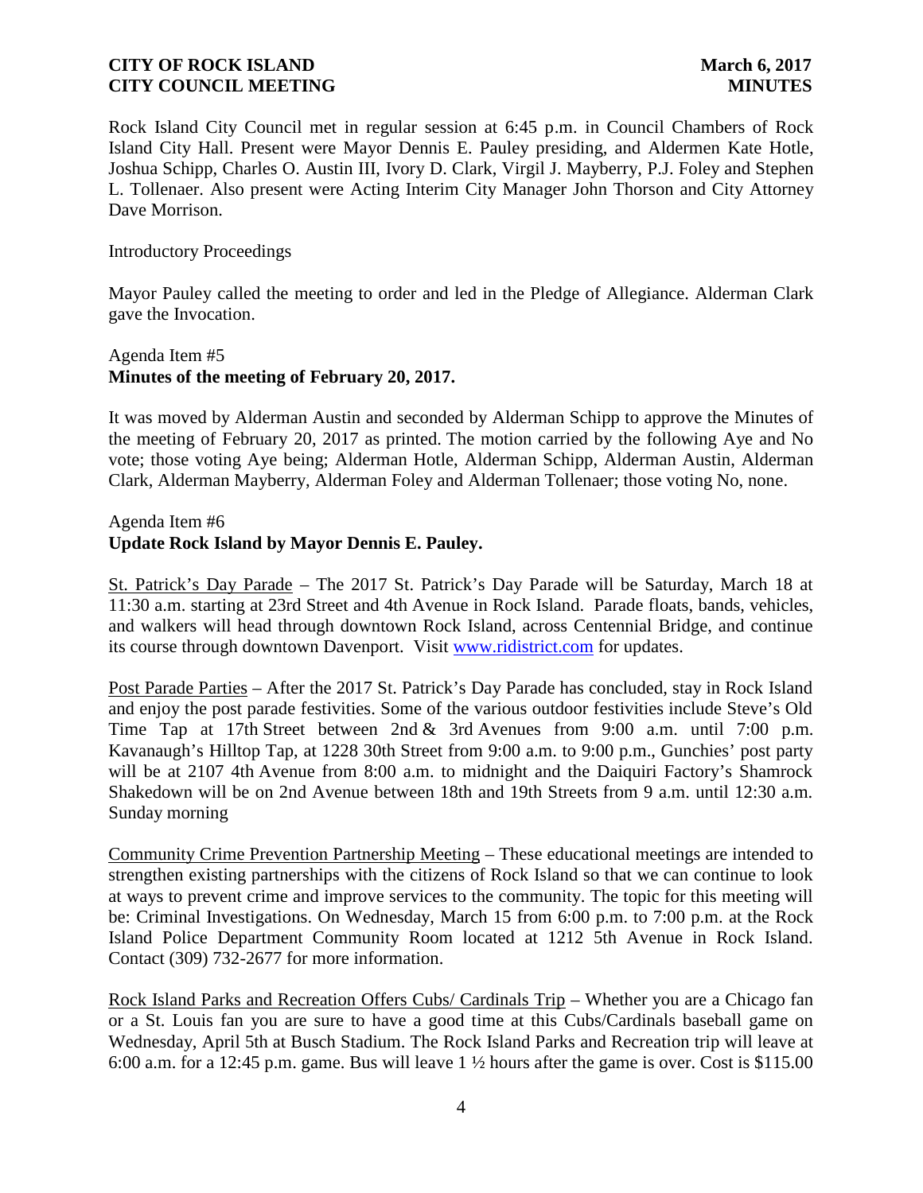Rock Island City Council met in regular session at 6:45 p.m. in Council Chambers of Rock Island City Hall. Present were Mayor Dennis E. Pauley presiding, and Aldermen Kate Hotle, Joshua Schipp, Charles O. Austin III, Ivory D. Clark, Virgil J. Mayberry, P.J. Foley and Stephen L. Tollenaer. Also present were Acting Interim City Manager John Thorson and City Attorney Dave Morrison.

Introductory Proceedings

Mayor Pauley called the meeting to order and led in the Pledge of Allegiance. Alderman Clark gave the Invocation.

Agenda Item #5
**Minutes of the meeting of February 20, 2017.**

It was moved by Alderman Austin and seconded by Alderman Schipp to approve the Minutes of the meeting of February 20, 2017 as printed. The motion carried by the following Aye and No vote; those voting Aye being; Alderman Hotle, Alderman Schipp, Alderman Austin, Alderman Clark, Alderman Mayberry, Alderman Foley and Alderman Tollenaer; those voting No, none.

Agenda Item #6
**Update Rock Island by Mayor Dennis E. Pauley.**

St. Patrick's Day Parade – The 2017 St. Patrick's Day Parade will be Saturday, March 18 at 11:30 a.m. starting at 23rd Street and 4th Avenue in Rock Island. Parade floats, bands, vehicles, and walkers will head through downtown Rock Island, across Centennial Bridge, and continue its course through downtown Davenport. Visit www.ridistrict.com for updates.

Post Parade Parties – After the 2017 St. Patrick's Day Parade has concluded, stay in Rock Island and enjoy the post parade festivities. Some of the various outdoor festivities include Steve's Old Time Tap at 17th Street between 2nd & 3rd Avenues from 9:00 a.m. until 7:00 p.m. Kavanaugh's Hilltop Tap, at 1228 30th Street from 9:00 a.m. to 9:00 p.m., Gunchies' post party will be at 2107 4th Avenue from 8:00 a.m. to midnight and the Daiquiri Factory's Shamrock Shakedown will be on 2nd Avenue between 18th and 19th Streets from 9 a.m. until 12:30 a.m. Sunday morning

Community Crime Prevention Partnership Meeting – These educational meetings are intended to strengthen existing partnerships with the citizens of Rock Island so that we can continue to look at ways to prevent crime and improve services to the community. The topic for this meeting will be: Criminal Investigations. On Wednesday, March 15 from 6:00 p.m. to 7:00 p.m. at the Rock Island Police Department Community Room located at 1212 5th Avenue in Rock Island. Contact (309) 732-2677 for more information.

Rock Island Parks and Recreation Offers Cubs/ Cardinals Trip – Whether you are a Chicago fan or a St. Louis fan you are sure to have a good time at this Cubs/Cardinals baseball game on Wednesday, April 5th at Busch Stadium. The Rock Island Parks and Recreation trip will leave at 6:00 a.m. for a 12:45 p.m. game. Bus will leave 1 ½ hours after the game is over. Cost is $115.00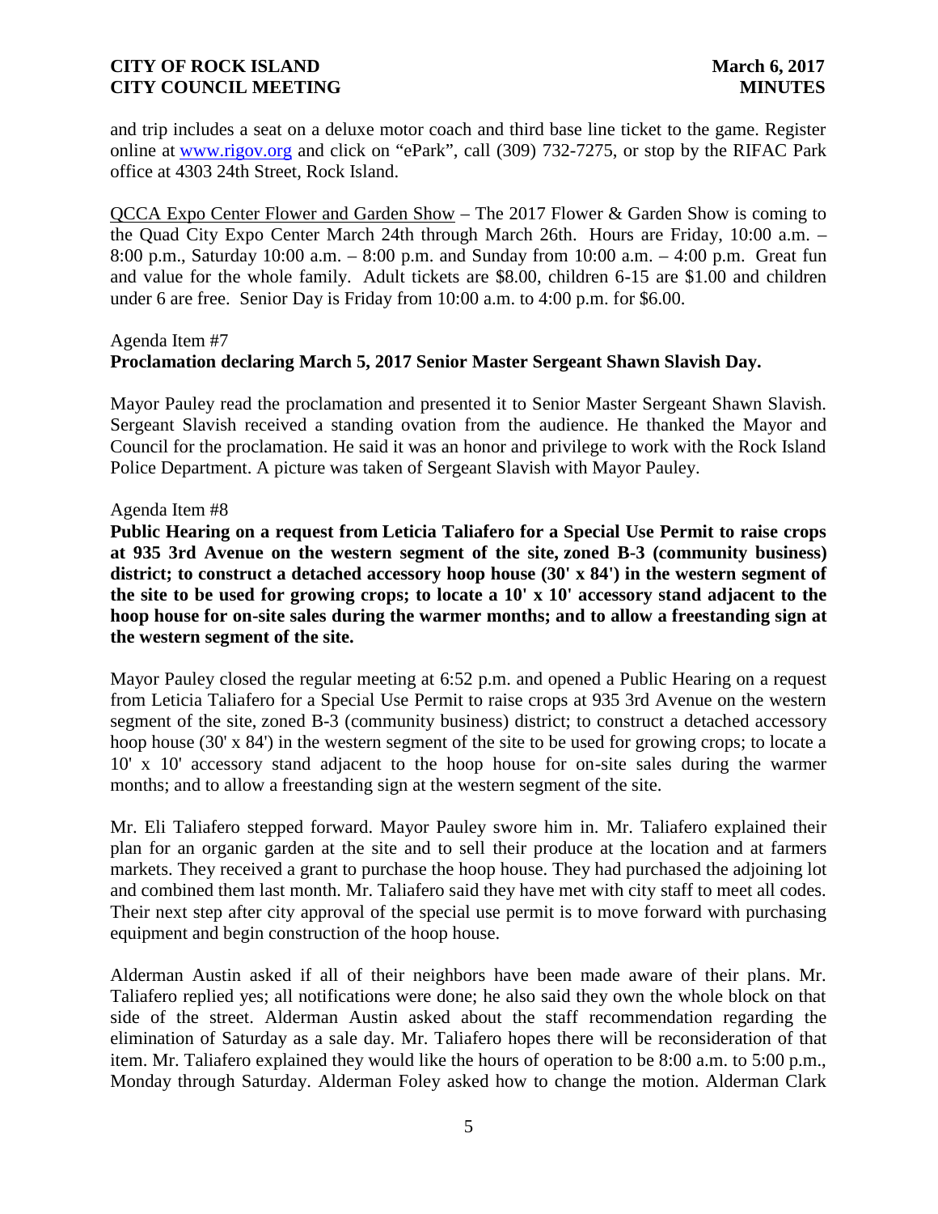and trip includes a seat on a deluxe motor coach and third base line ticket to the game. Register online at www.rigov.org and click on "ePark", call (309) 732-7275, or stop by the RIFAC Park office at 4303 24th Street, Rock Island.

QCCA Expo Center Flower and Garden Show – The 2017 Flower & Garden Show is coming to the Quad City Expo Center March 24th through March 26th. Hours are Friday, 10:00 a.m. – 8:00 p.m., Saturday 10:00 a.m. – 8:00 p.m. and Sunday from 10:00 a.m. – 4:00 p.m. Great fun and value for the whole family. Adult tickets are $8.00, children 6-15 are $1.00 and children under 6 are free. Senior Day is Friday from 10:00 a.m. to 4:00 p.m. for $6.00.

Agenda Item #7
**Proclamation declaring March 5, 2017 Senior Master Sergeant Shawn Slavish Day.**

Mayor Pauley read the proclamation and presented it to Senior Master Sergeant Shawn Slavish. Sergeant Slavish received a standing ovation from the audience. He thanked the Mayor and Council for the proclamation. He said it was an honor and privilege to work with the Rock Island Police Department. A picture was taken of Sergeant Slavish with Mayor Pauley.

Agenda Item #8
**Public Hearing on a request from Leticia Taliafero for a Special Use Permit to raise crops at 935 3rd Avenue on the western segment of the site, zoned B-3 (community business) district; to construct a detached accessory hoop house (30' x 84') in the western segment of the site to be used for growing crops; to locate a 10' x 10' accessory stand adjacent to the hoop house for on-site sales during the warmer months; and to allow a freestanding sign at the western segment of the site.**

Mayor Pauley closed the regular meeting at 6:52 p.m. and opened a Public Hearing on a request from Leticia Taliafero for a Special Use Permit to raise crops at 935 3rd Avenue on the western segment of the site, zoned B-3 (community business) district; to construct a detached accessory hoop house (30' x 84') in the western segment of the site to be used for growing crops; to locate a 10' x 10' accessory stand adjacent to the hoop house for on-site sales during the warmer months; and to allow a freestanding sign at the western segment of the site.

Mr. Eli Taliafero stepped forward. Mayor Pauley swore him in. Mr. Taliafero explained their plan for an organic garden at the site and to sell their produce at the location and at farmers markets. They received a grant to purchase the hoop house. They had purchased the adjoining lot and combined them last month. Mr. Taliafero said they have met with city staff to meet all codes. Their next step after city approval of the special use permit is to move forward with purchasing equipment and begin construction of the hoop house.

Alderman Austin asked if all of their neighbors have been made aware of their plans. Mr. Taliafero replied yes; all notifications were done; he also said they own the whole block on that side of the street. Alderman Austin asked about the staff recommendation regarding the elimination of Saturday as a sale day. Mr. Taliafero hopes there will be reconsideration of that item. Mr. Taliafero explained they would like the hours of operation to be 8:00 a.m. to 5:00 p.m., Monday through Saturday. Alderman Foley asked how to change the motion. Alderman Clark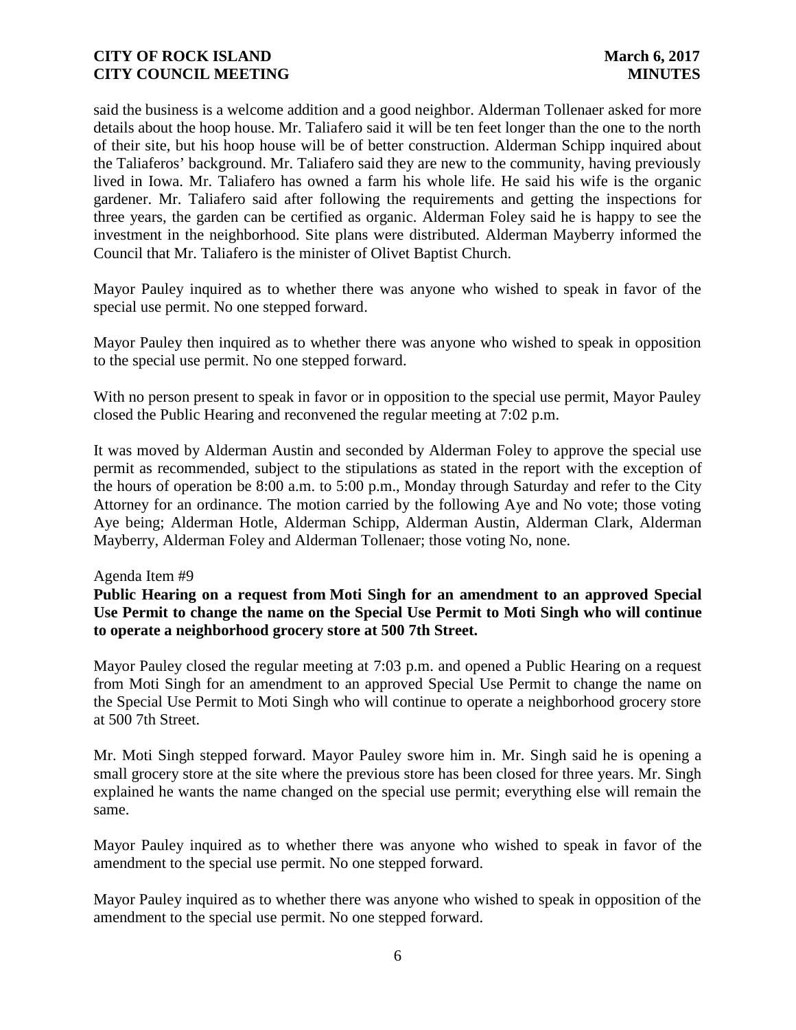said the business is a welcome addition and a good neighbor. Alderman Tollenaer asked for more details about the hoop house. Mr. Taliafero said it will be ten feet longer than the one to the north of their site, but his hoop house will be of better construction. Alderman Schipp inquired about the Taliaferos' background. Mr. Taliafero said they are new to the community, having previously lived in Iowa. Mr. Taliafero has owned a farm his whole life. He said his wife is the organic gardener. Mr. Taliafero said after following the requirements and getting the inspections for three years, the garden can be certified as organic. Alderman Foley said he is happy to see the investment in the neighborhood. Site plans were distributed. Alderman Mayberry informed the Council that Mr. Taliafero is the minister of Olivet Baptist Church.

Mayor Pauley inquired as to whether there was anyone who wished to speak in favor of the special use permit. No one stepped forward.

Mayor Pauley then inquired as to whether there was anyone who wished to speak in opposition to the special use permit. No one stepped forward.

With no person present to speak in favor or in opposition to the special use permit, Mayor Pauley closed the Public Hearing and reconvened the regular meeting at 7:02 p.m.

It was moved by Alderman Austin and seconded by Alderman Foley to approve the special use permit as recommended, subject to the stipulations as stated in the report with the exception of the hours of operation be 8:00 a.m. to 5:00 p.m., Monday through Saturday and refer to the City Attorney for an ordinance. The motion carried by the following Aye and No vote; those voting Aye being; Alderman Hotle, Alderman Schipp, Alderman Austin, Alderman Clark, Alderman Mayberry, Alderman Foley and Alderman Tollenaer; those voting No, none.

Agenda Item #9

**Public Hearing on a request from Moti Singh for an amendment to an approved Special Use Permit to change the name on the Special Use Permit to Moti Singh who will continue to operate a neighborhood grocery store at 500 7th Street.**

Mayor Pauley closed the regular meeting at 7:03 p.m. and opened a Public Hearing on a request from Moti Singh for an amendment to an approved Special Use Permit to change the name on the Special Use Permit to Moti Singh who will continue to operate a neighborhood grocery store at 500 7th Street.

Mr. Moti Singh stepped forward. Mayor Pauley swore him in. Mr. Singh said he is opening a small grocery store at the site where the previous store has been closed for three years. Mr. Singh explained he wants the name changed on the special use permit; everything else will remain the same.

Mayor Pauley inquired as to whether there was anyone who wished to speak in favor of the amendment to the special use permit. No one stepped forward.

Mayor Pauley inquired as to whether there was anyone who wished to speak in opposition of the amendment to the special use permit. No one stepped forward.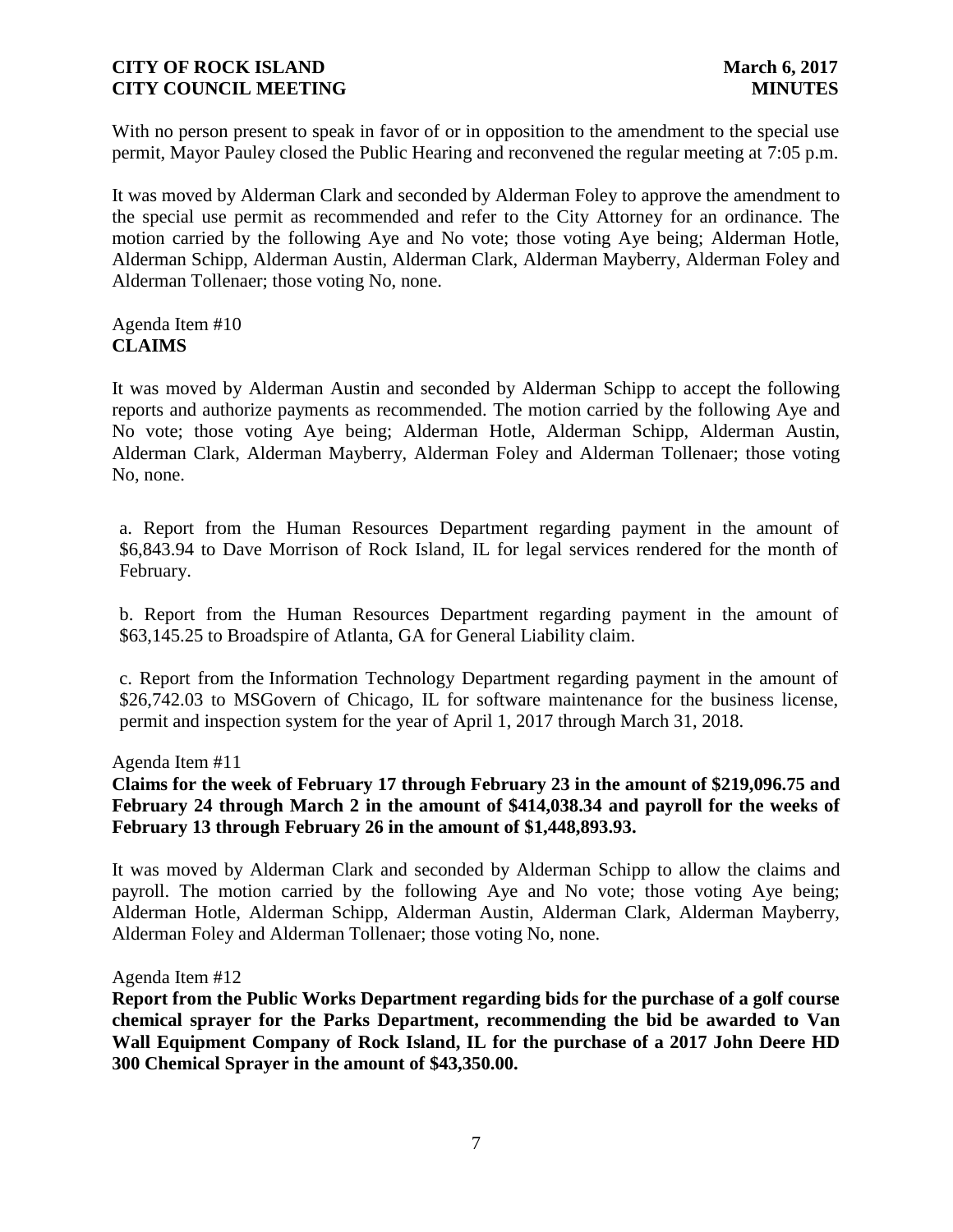With no person present to speak in favor of or in opposition to the amendment to the special use permit, Mayor Pauley closed the Public Hearing and reconvened the regular meeting at 7:05 p.m.

It was moved by Alderman Clark and seconded by Alderman Foley to approve the amendment to the special use permit as recommended and refer to the City Attorney for an ordinance. The motion carried by the following Aye and No vote; those voting Aye being; Alderman Hotle, Alderman Schipp, Alderman Austin, Alderman Clark, Alderman Mayberry, Alderman Foley and Alderman Tollenaer; those voting No, none.

Agenda Item #10
**CLAIMS**

It was moved by Alderman Austin and seconded by Alderman Schipp to accept the following reports and authorize payments as recommended. The motion carried by the following Aye and No vote; those voting Aye being; Alderman Hotle, Alderman Schipp, Alderman Austin, Alderman Clark, Alderman Mayberry, Alderman Foley and Alderman Tollenaer; those voting No, none.

a. Report from the Human Resources Department regarding payment in the amount of $6,843.94 to Dave Morrison of Rock Island, IL for legal services rendered for the month of February.

b. Report from the Human Resources Department regarding payment in the amount of $63,145.25 to Broadspire of Atlanta, GA for General Liability claim.

c. Report from the Information Technology Department regarding payment in the amount of $26,742.03 to MSGovern of Chicago, IL for software maintenance for the business license, permit and inspection system for the year of April 1, 2017 through March 31, 2018.

Agenda Item #11
**Claims for the week of February 17 through February 23 in the amount of $219,096.75 and February 24 through March 2 in the amount of $414,038.34 and payroll for the weeks of February 13 through February 26 in the amount of $1,448,893.93.**

It was moved by Alderman Clark and seconded by Alderman Schipp to allow the claims and payroll. The motion carried by the following Aye and No vote; those voting Aye being; Alderman Hotle, Alderman Schipp, Alderman Austin, Alderman Clark, Alderman Mayberry, Alderman Foley and Alderman Tollenaer; those voting No, none.

Agenda Item #12
**Report from the Public Works Department regarding bids for the purchase of a golf course chemical sprayer for the Parks Department, recommending the bid be awarded to Van Wall Equipment Company of Rock Island, IL for the purchase of a 2017 John Deere HD 300 Chemical Sprayer in the amount of $43,350.00.**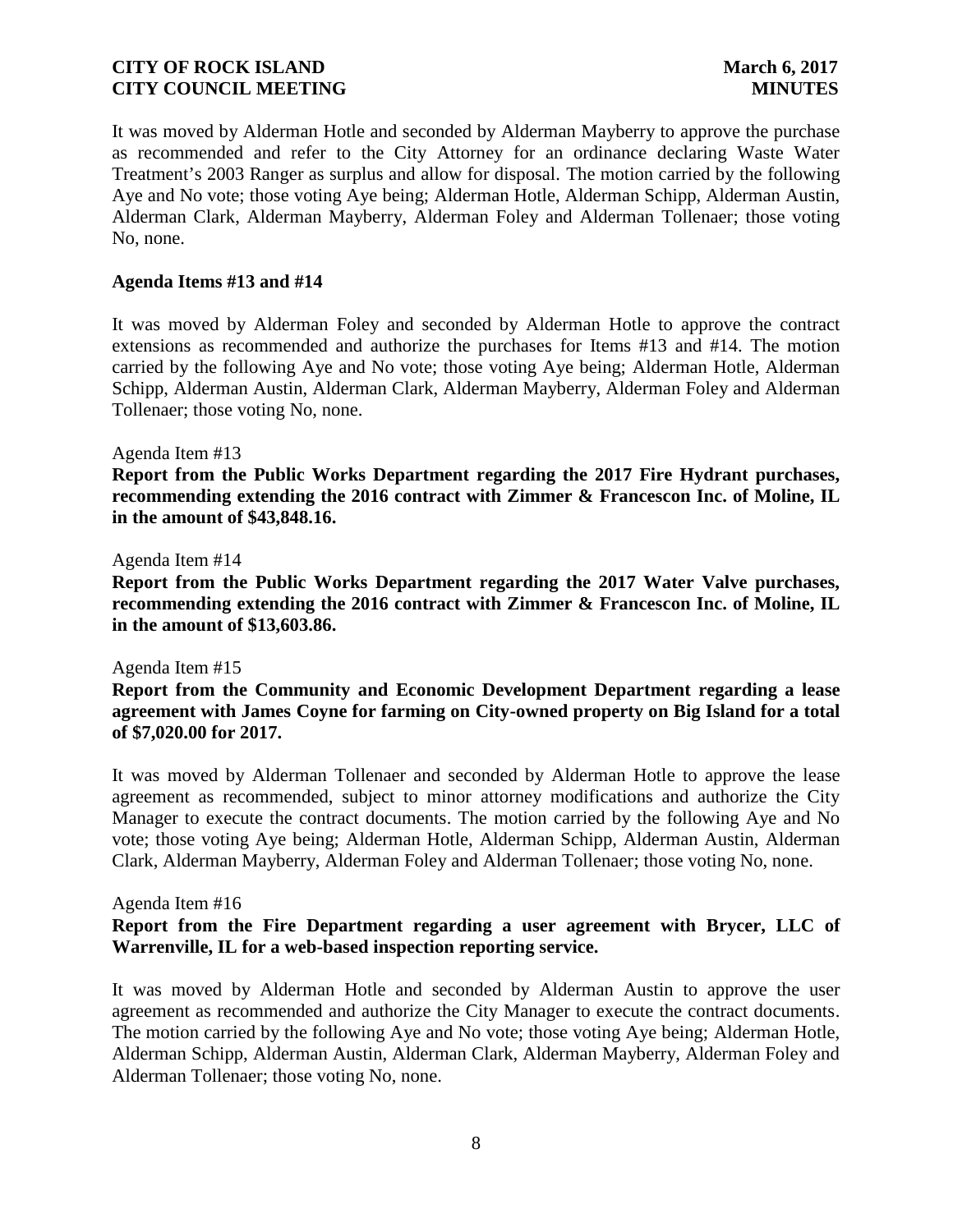It was moved by Alderman Hotle and seconded by Alderman Mayberry to approve the purchase as recommended and refer to the City Attorney for an ordinance declaring Waste Water Treatment's 2003 Ranger as surplus and allow for disposal. The motion carried by the following Aye and No vote; those voting Aye being; Alderman Hotle, Alderman Schipp, Alderman Austin, Alderman Clark, Alderman Mayberry, Alderman Foley and Alderman Tollenaer; those voting No, none.

**Agenda Items #13 and #14**

It was moved by Alderman Foley and seconded by Alderman Hotle to approve the contract extensions as recommended and authorize the purchases for Items #13 and #14. The motion carried by the following Aye and No vote; those voting Aye being; Alderman Hotle, Alderman Schipp, Alderman Austin, Alderman Clark, Alderman Mayberry, Alderman Foley and Alderman Tollenaer; those voting No, none.

Agenda Item #13

**Report from the Public Works Department regarding the 2017 Fire Hydrant purchases, recommending extending the 2016 contract with Zimmer & Francescon Inc. of Moline, IL in the amount of $43,848.16.**

Agenda Item #14

**Report from the Public Works Department regarding the 2017 Water Valve purchases, recommending extending the 2016 contract with Zimmer & Francescon Inc. of Moline, IL in the amount of $13,603.86.**

Agenda Item #15

**Report from the Community and Economic Development Department regarding a lease agreement with James Coyne for farming on City-owned property on Big Island for a total of $7,020.00 for 2017.**

It was moved by Alderman Tollenaer and seconded by Alderman Hotle to approve the lease agreement as recommended, subject to minor attorney modifications and authorize the City Manager to execute the contract documents. The motion carried by the following Aye and No vote; those voting Aye being; Alderman Hotle, Alderman Schipp, Alderman Austin, Alderman Clark, Alderman Mayberry, Alderman Foley and Alderman Tollenaer; those voting No, none.

Agenda Item #16

**Report from the Fire Department regarding a user agreement with Brycer, LLC of Warrenville, IL for a web-based inspection reporting service.**

It was moved by Alderman Hotle and seconded by Alderman Austin to approve the user agreement as recommended and authorize the City Manager to execute the contract documents. The motion carried by the following Aye and No vote; those voting Aye being; Alderman Hotle, Alderman Schipp, Alderman Austin, Alderman Clark, Alderman Mayberry, Alderman Foley and Alderman Tollenaer; those voting No, none.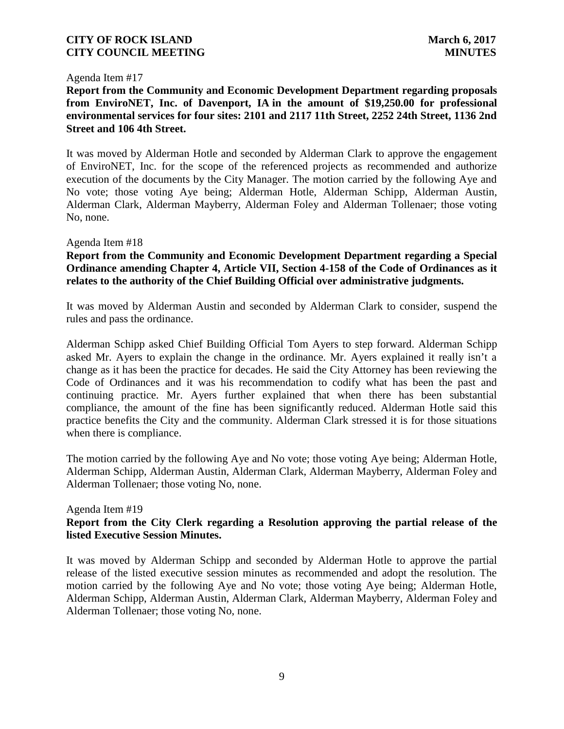Agenda Item #17

**Report from the Community and Economic Development Department regarding proposals from EnviroNET, Inc. of Davenport, IA in the amount of $19,250.00 for professional environmental services for four sites: 2101 and 2117 11th Street, 2252 24th Street, 1136 2nd Street and 106 4th Street.**

It was moved by Alderman Hotle and seconded by Alderman Clark to approve the engagement of EnviroNET, Inc. for the scope of the referenced projects as recommended and authorize execution of the documents by the City Manager. The motion carried by the following Aye and No vote; those voting Aye being; Alderman Hotle, Alderman Schipp, Alderman Austin, Alderman Clark, Alderman Mayberry, Alderman Foley and Alderman Tollenaer; those voting No, none.

Agenda Item #18

**Report from the Community and Economic Development Department regarding a Special Ordinance amending Chapter 4, Article VII, Section 4-158 of the Code of Ordinances as it relates to the authority of the Chief Building Official over administrative judgments.**

It was moved by Alderman Austin and seconded by Alderman Clark to consider, suspend the rules and pass the ordinance.

Alderman Schipp asked Chief Building Official Tom Ayers to step forward. Alderman Schipp asked Mr. Ayers to explain the change in the ordinance. Mr. Ayers explained it really isn't a change as it has been the practice for decades. He said the City Attorney has been reviewing the Code of Ordinances and it was his recommendation to codify what has been the past and continuing practice. Mr. Ayers further explained that when there has been substantial compliance, the amount of the fine has been significantly reduced. Alderman Hotle said this practice benefits the City and the community. Alderman Clark stressed it is for those situations when there is compliance.

The motion carried by the following Aye and No vote; those voting Aye being; Alderman Hotle, Alderman Schipp, Alderman Austin, Alderman Clark, Alderman Mayberry, Alderman Foley and Alderman Tollenaer; those voting No, none.

Agenda Item #19

**Report from the City Clerk regarding a Resolution approving the partial release of the listed Executive Session Minutes.**

It was moved by Alderman Schipp and seconded by Alderman Hotle to approve the partial release of the listed executive session minutes as recommended and adopt the resolution. The motion carried by the following Aye and No vote; those voting Aye being; Alderman Hotle, Alderman Schipp, Alderman Austin, Alderman Clark, Alderman Mayberry, Alderman Foley and Alderman Tollenaer; those voting No, none.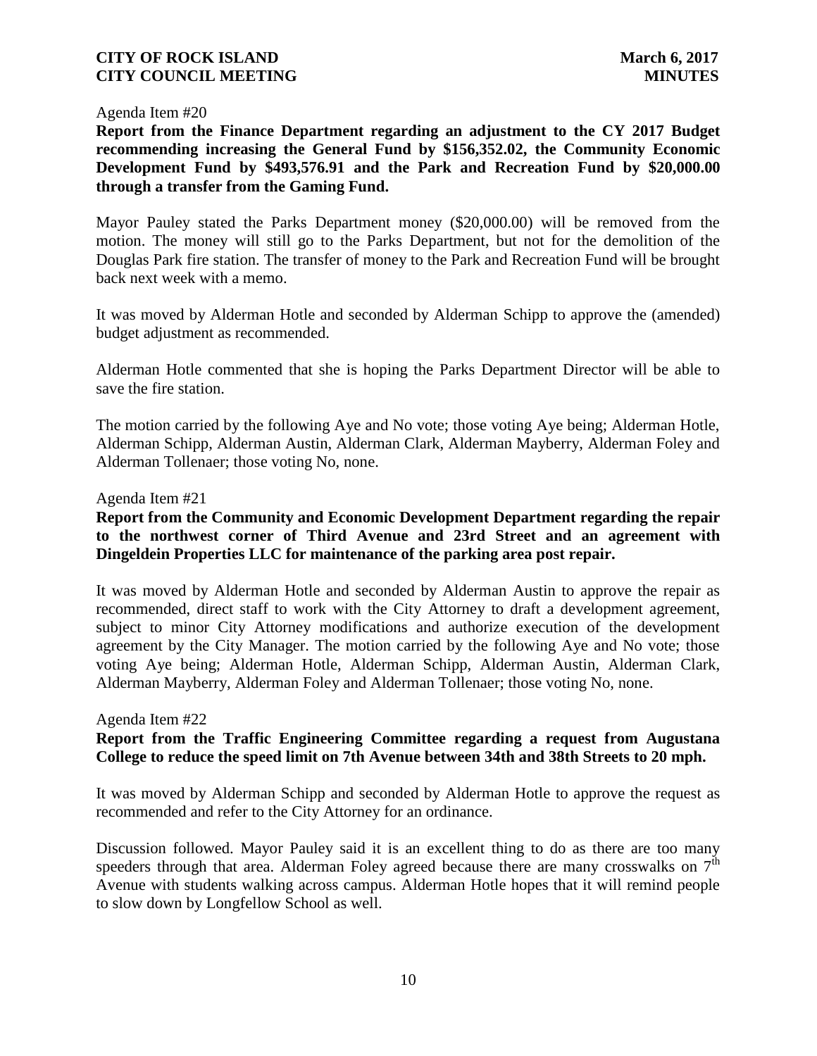Agenda Item #20

**Report from the Finance Department regarding an adjustment to the CY 2017 Budget recommending increasing the General Fund by $156,352.02, the Community Economic Development Fund by $493,576.91 and the Park and Recreation Fund by $20,000.00 through a transfer from the Gaming Fund.**

Mayor Pauley stated the Parks Department money ($20,000.00) will be removed from the motion. The money will still go to the Parks Department, but not for the demolition of the Douglas Park fire station. The transfer of money to the Park and Recreation Fund will be brought back next week with a memo.

It was moved by Alderman Hotle and seconded by Alderman Schipp to approve the (amended) budget adjustment as recommended.

Alderman Hotle commented that she is hoping the Parks Department Director will be able to save the fire station.

The motion carried by the following Aye and No vote; those voting Aye being; Alderman Hotle, Alderman Schipp, Alderman Austin, Alderman Clark, Alderman Mayberry, Alderman Foley and Alderman Tollenaer; those voting No, none.

Agenda Item #21

**Report from the Community and Economic Development Department regarding the repair to the northwest corner of Third Avenue and 23rd Street and an agreement with Dingeldein Properties LLC for maintenance of the parking area post repair.**

It was moved by Alderman Hotle and seconded by Alderman Austin to approve the repair as recommended, direct staff to work with the City Attorney to draft a development agreement, subject to minor City Attorney modifications and authorize execution of the development agreement by the City Manager. The motion carried by the following Aye and No vote; those voting Aye being; Alderman Hotle, Alderman Schipp, Alderman Austin, Alderman Clark, Alderman Mayberry, Alderman Foley and Alderman Tollenaer; those voting No, none.

Agenda Item #22

**Report from the Traffic Engineering Committee regarding a request from Augustana College to reduce the speed limit on 7th Avenue between 34th and 38th Streets to 20 mph.**

It was moved by Alderman Schipp and seconded by Alderman Hotle to approve the request as recommended and refer to the City Attorney for an ordinance.

Discussion followed. Mayor Pauley said it is an excellent thing to do as there are too many speeders through that area. Alderman Foley agreed because there are many crosswalks on 7th Avenue with students walking across campus. Alderman Hotle hopes that it will remind people to slow down by Longfellow School as well.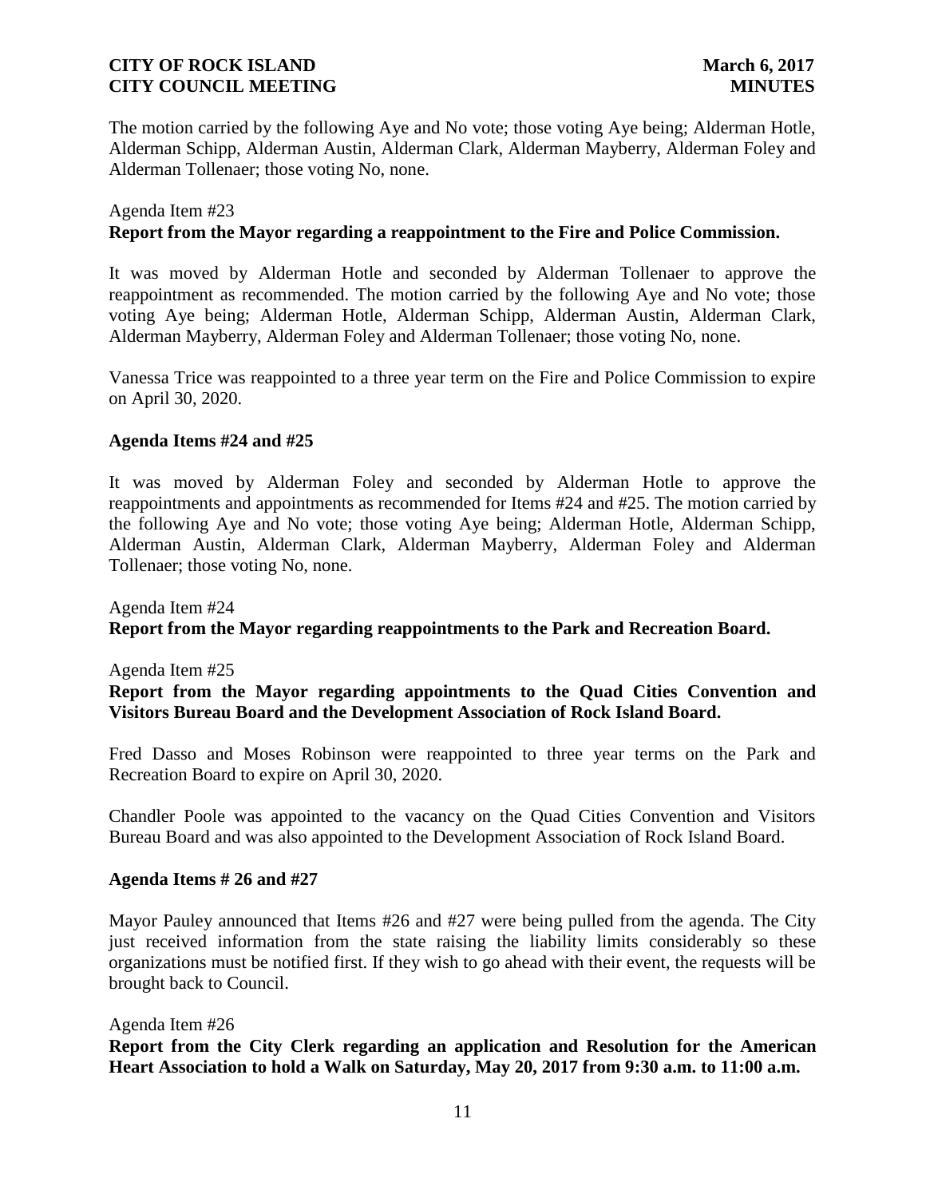The motion carried by the following Aye and No vote; those voting Aye being; Alderman Hotle, Alderman Schipp, Alderman Austin, Alderman Clark, Alderman Mayberry, Alderman Foley and Alderman Tollenaer; those voting No, none.

Agenda Item #23

**Report from the Mayor regarding a reappointment to the Fire and Police Commission.**

It was moved by Alderman Hotle and seconded by Alderman Tollenaer to approve the reappointment as recommended. The motion carried by the following Aye and No vote; those voting Aye being; Alderman Hotle, Alderman Schipp, Alderman Austin, Alderman Clark, Alderman Mayberry, Alderman Foley and Alderman Tollenaer; those voting No, none.

Vanessa Trice was reappointed to a three year term on the Fire and Police Commission to expire on April 30, 2020.

**Agenda Items #24 and #25**

It was moved by Alderman Foley and seconded by Alderman Hotle to approve the reappointments and appointments as recommended for Items #24 and #25. The motion carried by the following Aye and No vote; those voting Aye being; Alderman Hotle, Alderman Schipp, Alderman Austin, Alderman Clark, Alderman Mayberry, Alderman Foley and Alderman Tollenaer; those voting No, none.

Agenda Item #24

**Report from the Mayor regarding reappointments to the Park and Recreation Board.**

Agenda Item #25

**Report from the Mayor regarding appointments to the Quad Cities Convention and Visitors Bureau Board and the Development Association of Rock Island Board.**

Fred Dasso and Moses Robinson were reappointed to three year terms on the Park and Recreation Board to expire on April 30, 2020.

Chandler Poole was appointed to the vacancy on the Quad Cities Convention and Visitors Bureau Board and was also appointed to the Development Association of Rock Island Board.

**Agenda Items # 26 and #27**

Mayor Pauley announced that Items #26 and #27 were being pulled from the agenda. The City just received information from the state raising the liability limits considerably so these organizations must be notified first. If they wish to go ahead with their event, the requests will be brought back to Council.

Agenda Item #26

**Report from the City Clerk regarding an application and Resolution for the American Heart Association to hold a Walk on Saturday, May 20, 2017 from 9:30 a.m. to 11:00 a.m.**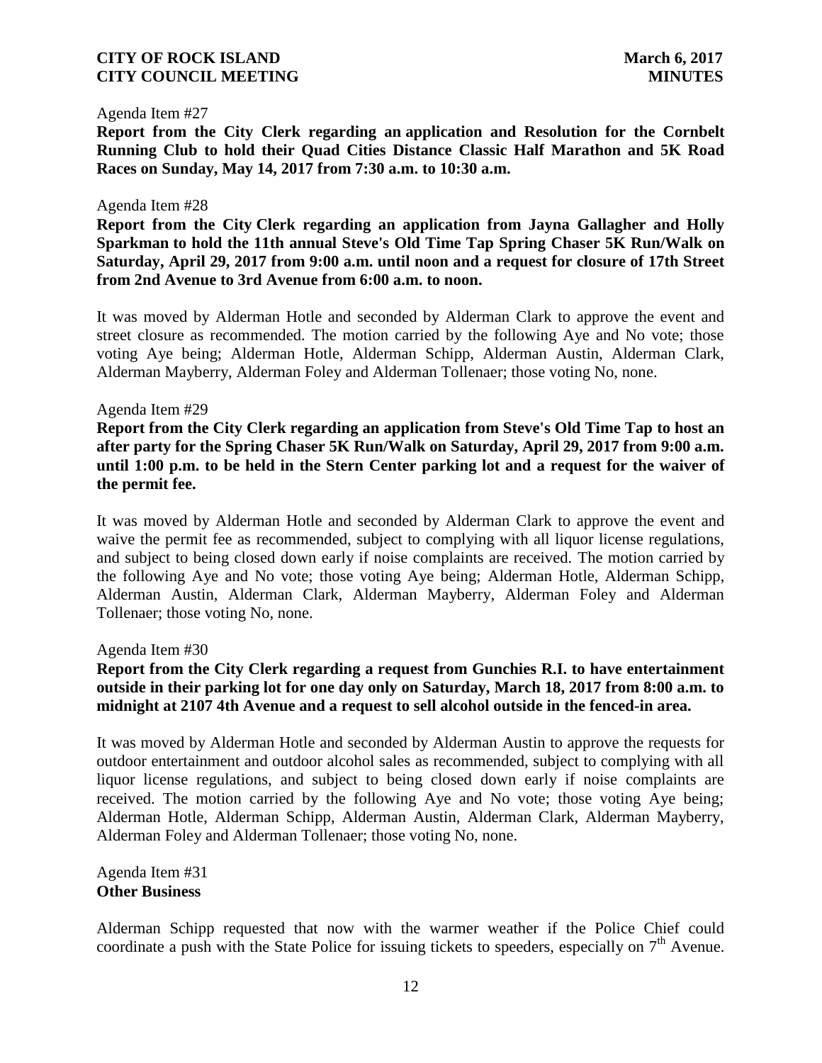Agenda Item #27

**Report from the City Clerk regarding an application and Resolution for the Cornbelt Running Club to hold their Quad Cities Distance Classic Half Marathon and 5K Road Races on Sunday, May 14, 2017 from 7:30 a.m. to 10:30 a.m.**

Agenda Item #28

**Report from the City Clerk regarding an application from Jayna Gallagher and Holly Sparkman to hold the 11th annual Steve's Old Time Tap Spring Chaser 5K Run/Walk on Saturday, April 29, 2017 from 9:00 a.m. until noon and a request for closure of 17th Street from 2nd Avenue to 3rd Avenue from 6:00 a.m. to noon.**

It was moved by Alderman Hotle and seconded by Alderman Clark to approve the event and street closure as recommended. The motion carried by the following Aye and No vote; those voting Aye being; Alderman Hotle, Alderman Schipp, Alderman Austin, Alderman Clark, Alderman Mayberry, Alderman Foley and Alderman Tollenaer; those voting No, none.

Agenda Item #29

**Report from the City Clerk regarding an application from Steve's Old Time Tap to host an after party for the Spring Chaser 5K Run/Walk on Saturday, April 29, 2017 from 9:00 a.m. until 1:00 p.m. to be held in the Stern Center parking lot and a request for the waiver of the permit fee.**

It was moved by Alderman Hotle and seconded by Alderman Clark to approve the event and waive the permit fee as recommended, subject to complying with all liquor license regulations, and subject to being closed down early if noise complaints are received. The motion carried by the following Aye and No vote; those voting Aye being; Alderman Hotle, Alderman Schipp, Alderman Austin, Alderman Clark, Alderman Mayberry, Alderman Foley and Alderman Tollenaer; those voting No, none.

Agenda Item #30

**Report from the City Clerk regarding a request from Gunchies R.I. to have entertainment outside in their parking lot for one day only on Saturday, March 18, 2017 from 8:00 a.m. to midnight at 2107 4th Avenue and a request to sell alcohol outside in the fenced-in area.**

It was moved by Alderman Hotle and seconded by Alderman Austin to approve the requests for outdoor entertainment and outdoor alcohol sales as recommended, subject to complying with all liquor license regulations, and subject to being closed down early if noise complaints are received. The motion carried by the following Aye and No vote; those voting Aye being; Alderman Hotle, Alderman Schipp, Alderman Austin, Alderman Clark, Alderman Mayberry, Alderman Foley and Alderman Tollenaer; those voting No, none.

Agenda Item #31

**Other Business**

Alderman Schipp requested that now with the warmer weather if the Police Chief could coordinate a push with the State Police for issuing tickets to speeders, especially on 7th Avenue.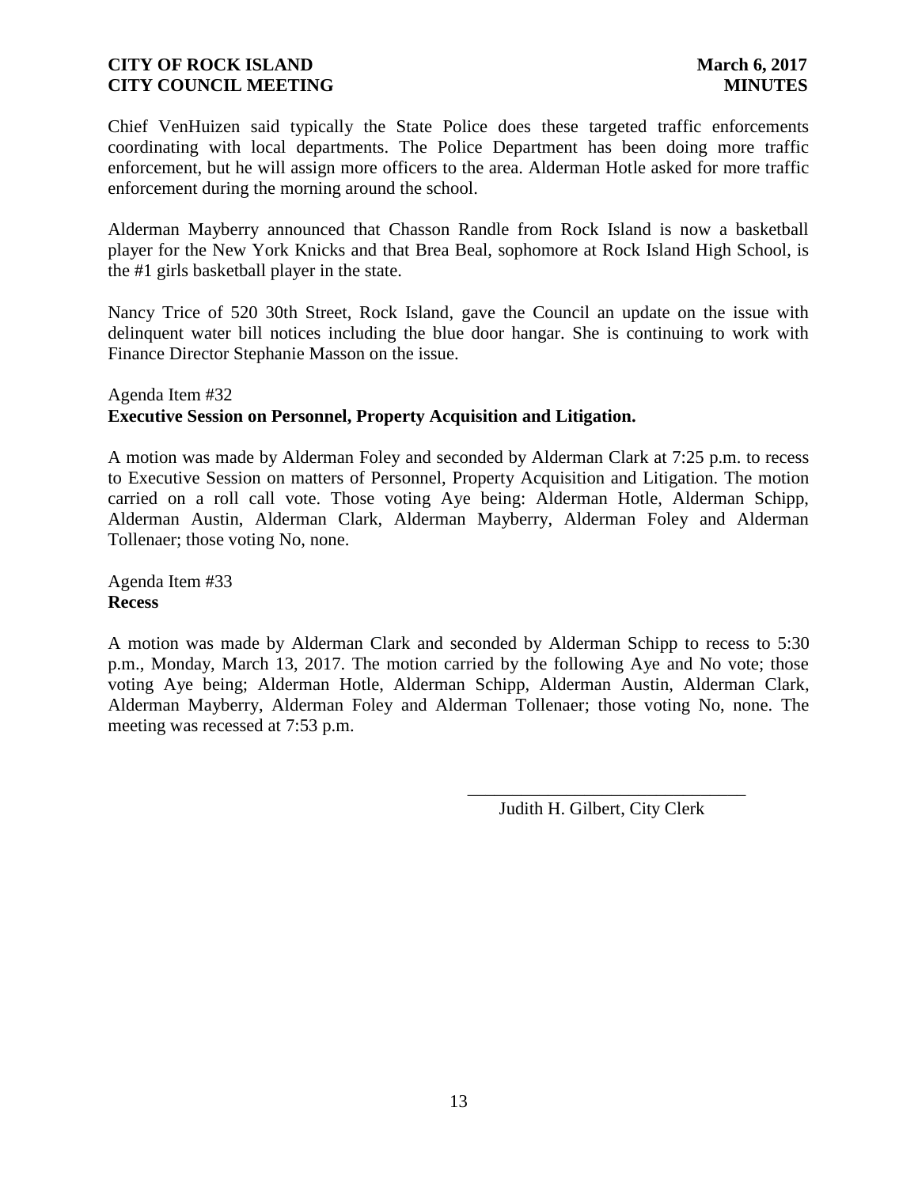Chief VenHuizen said typically the State Police does these targeted traffic enforcements coordinating with local departments. The Police Department has been doing more traffic enforcement, but he will assign more officers to the area. Alderman Hotle asked for more traffic enforcement during the morning around the school.

Alderman Mayberry announced that Chasson Randle from Rock Island is now a basketball player for the New York Knicks and that Brea Beal, sophomore at Rock Island High School, is the #1 girls basketball player in the state.

Nancy Trice of 520 30th Street, Rock Island, gave the Council an update on the issue with delinquent water bill notices including the blue door hangar. She is continuing to work with Finance Director Stephanie Masson on the issue.

Agenda Item #32
**Executive Session on Personnel, Property Acquisition and Litigation.**

A motion was made by Alderman Foley and seconded by Alderman Clark at 7:25 p.m. to recess to Executive Session on matters of Personnel, Property Acquisition and Litigation. The motion carried on a roll call vote. Those voting Aye being: Alderman Hotle, Alderman Schipp, Alderman Austin, Alderman Clark, Alderman Mayberry, Alderman Foley and Alderman Tollenaer; those voting No, none.

Agenda Item #33
**Recess**

A motion was made by Alderman Clark and seconded by Alderman Schipp to recess to 5:30 p.m., Monday, March 13, 2017. The motion carried by the following Aye and No vote; those voting Aye being; Alderman Hotle, Alderman Schipp, Alderman Austin, Alderman Clark, Alderman Mayberry, Alderman Foley and Alderman Tollenaer; those voting No, none. The meeting was recessed at 7:53 p.m.

\_\_\_\_\_\_\_\_\_\_\_\_\_\_\_\_\_\_\_\_\_\_\_\_\_\_\_\_\_\_
Judith H. Gilbert, City Clerk